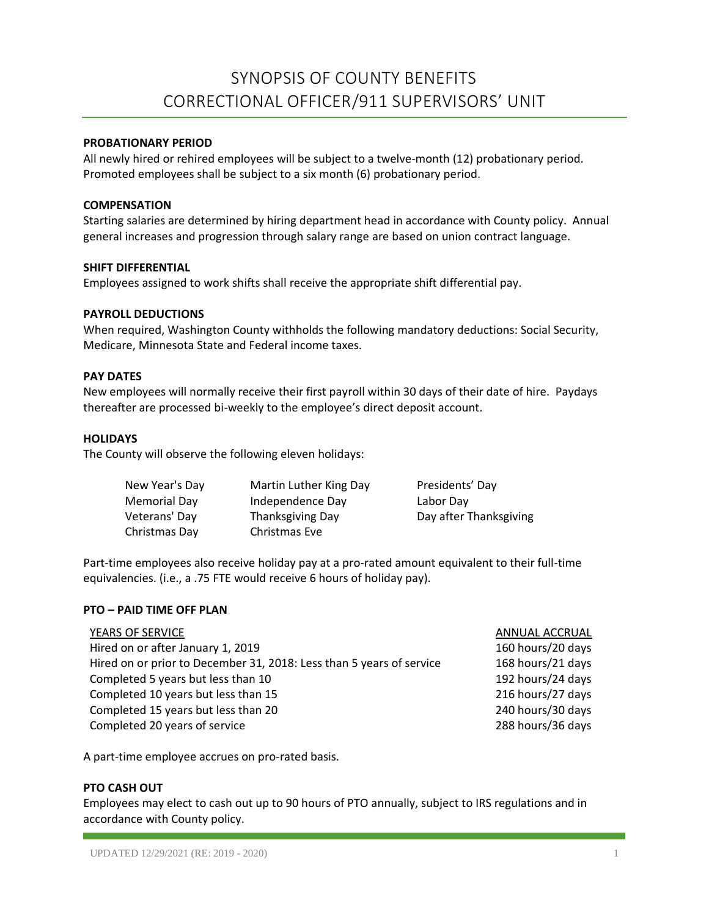# SYNOPSIS OF COUNTY BENEFITS
# CORRECTIONAL OFFICER/911 SUPERVISORS' UNIT

**PROBATIONARY PERIOD**

All newly hired or rehired employees will be subject to a twelve-month (12) probationary period. Promoted employees shall be subject to a six month (6) probationary period.

**COMPENSATION**

Starting salaries are determined by hiring department head in accordance with County policy. Annual general increases and progression through salary range are based on union contract language.

**SHIFT DIFFERENTIAL**

Employees assigned to work shifts shall receive the appropriate shift differential pay.

**PAYROLL DEDUCTIONS**

When required, Washington County withholds the following mandatory deductions: Social Security, Medicare, Minnesota State and Federal income taxes.

**PAY DATES**

New employees will normally receive their first payroll within 30 days of their date of hire. Paydays thereafter are processed bi-weekly to the employee's direct deposit account.

**HOLIDAYS**

The County will observe the following eleven holidays:

| | | |
|---|---|---|
| New Year's Day | Martin Luther King Day | Presidents' Day |
| Memorial Day | Independence Day | Labor Day |
| Veterans' Day | Thanksgiving Day | Day after Thanksgiving |
| Christmas Day | Christmas Eve | |

Part-time employees also receive holiday pay at a pro-rated amount equivalent to their full-time equivalencies. (i.e., a .75 FTE would receive 6 hours of holiday pay).

**PTO – PAID TIME OFF PLAN**

| YEARS OF SERVICE | ANNUAL ACCRUAL |
|---|---|
| Hired on or after January 1, 2019 | 160 hours/20 days |
| Hired on or prior to December 31, 2018: Less than 5 years of service | 168 hours/21 days |
| Completed 5 years but less than 10 | 192 hours/24 days |
| Completed 10 years but less than 15 | 216 hours/27 days |
| Completed 15 years but less than 20 | 240 hours/30 days |
| Completed 20 years of service | 288 hours/36 days |

A part-time employee accrues on pro-rated basis.

**PTO CASH OUT**

Employees may elect to cash out up to 90 hours of PTO annually, subject to IRS regulations and in accordance with County policy.

UPDATED 12/29/2021 (RE: 2019 - 2020)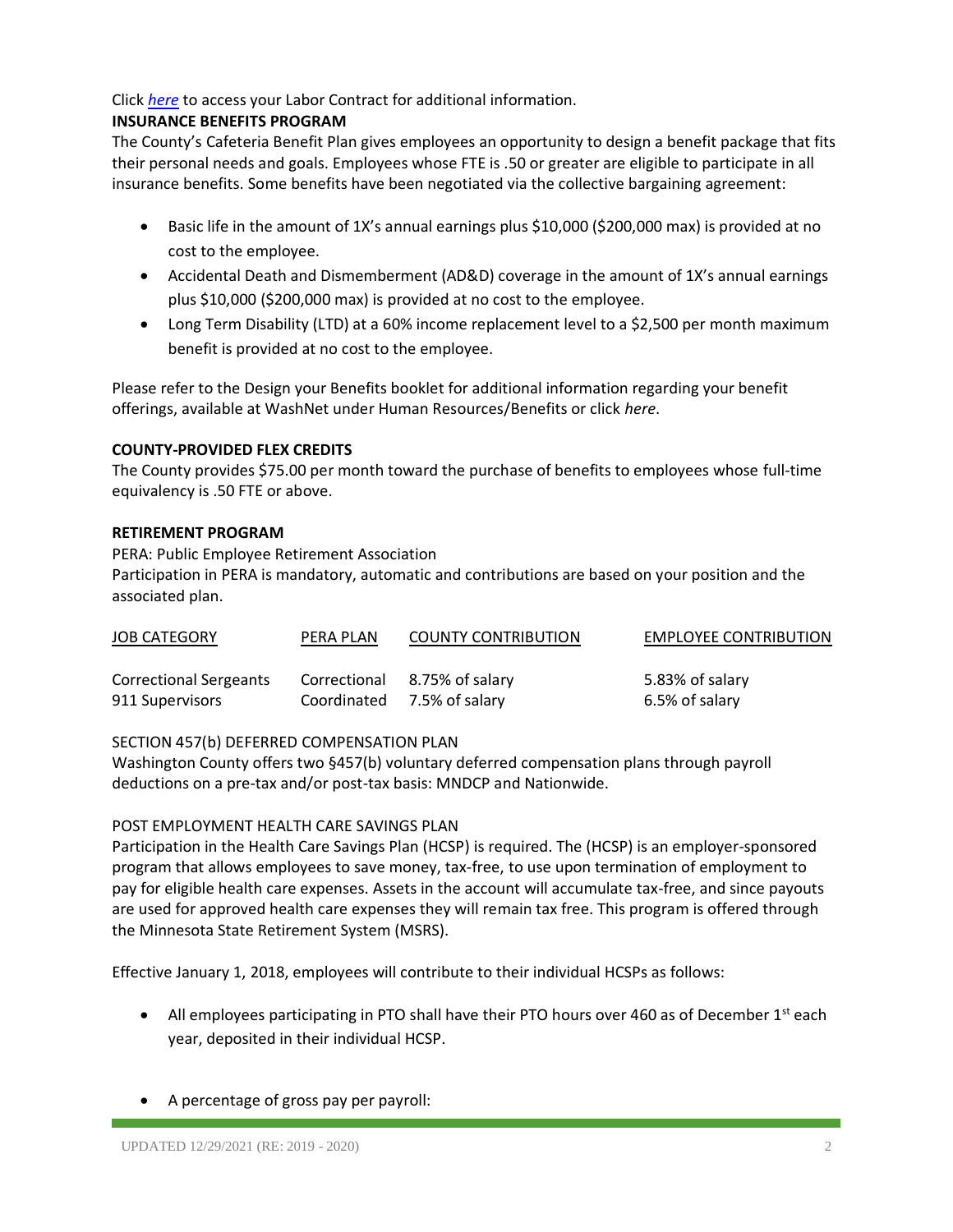Click *here* to access your Labor Contract for additional information.

**INSURANCE BENEFITS PROGRAM**

The County's Cafeteria Benefit Plan gives employees an opportunity to design a benefit package that fits their personal needs and goals. Employees whose FTE is .50 or greater are eligible to participate in all insurance benefits. Some benefits have been negotiated via the collective bargaining agreement:

- Basic life in the amount of 1X's annual earnings plus $10,000 ($200,000 max) is provided at no cost to the employee.
- Accidental Death and Dismemberment (AD&D) coverage in the amount of 1X's annual earnings plus $10,000 ($200,000 max) is provided at no cost to the employee.
- Long Term Disability (LTD) at a 60% income replacement level to a $2,500 per month maximum benefit is provided at no cost to the employee.

Please refer to the Design your Benefits booklet for additional information regarding your benefit offerings, available at WashNet under Human Resources/Benefits or click *here*.

**COUNTY-PROVIDED FLEX CREDITS**

The County provides $75.00 per month toward the purchase of benefits to employees whose full-time equivalency is .50 FTE or above.

**RETIREMENT PROGRAM**

PERA: Public Employee Retirement Association

Participation in PERA is mandatory, automatic and contributions are based on your position and the associated plan.

| JOB CATEGORY | PERA PLAN | COUNTY CONTRIBUTION | EMPLOYEE CONTRIBUTION |
|---|---|---|---|
| Correctional Sergeants | Correctional | 8.75% of salary | 5.83% of salary |
| 911 Supervisors | Coordinated | 7.5% of salary | 6.5% of salary |

SECTION 457(b) DEFERRED COMPENSATION PLAN

Washington County offers two §457(b) voluntary deferred compensation plans through payroll deductions on a pre-tax and/or post-tax basis: MNDCP and Nationwide.

POST EMPLOYMENT HEALTH CARE SAVINGS PLAN

Participation in the Health Care Savings Plan (HCSP) is required. The (HCSP) is an employer-sponsored program that allows employees to save money, tax-free, to use upon termination of employment to pay for eligible health care expenses. Assets in the account will accumulate tax-free, and since payouts are used for approved health care expenses they will remain tax free. This program is offered through the Minnesota State Retirement System (MSRS).

Effective January 1, 2018, employees will contribute to their individual HCSPs as follows:

- All employees participating in PTO shall have their PTO hours over 460 as of December 1st each year, deposited in their individual HCSP.
- A percentage of gross pay per payroll: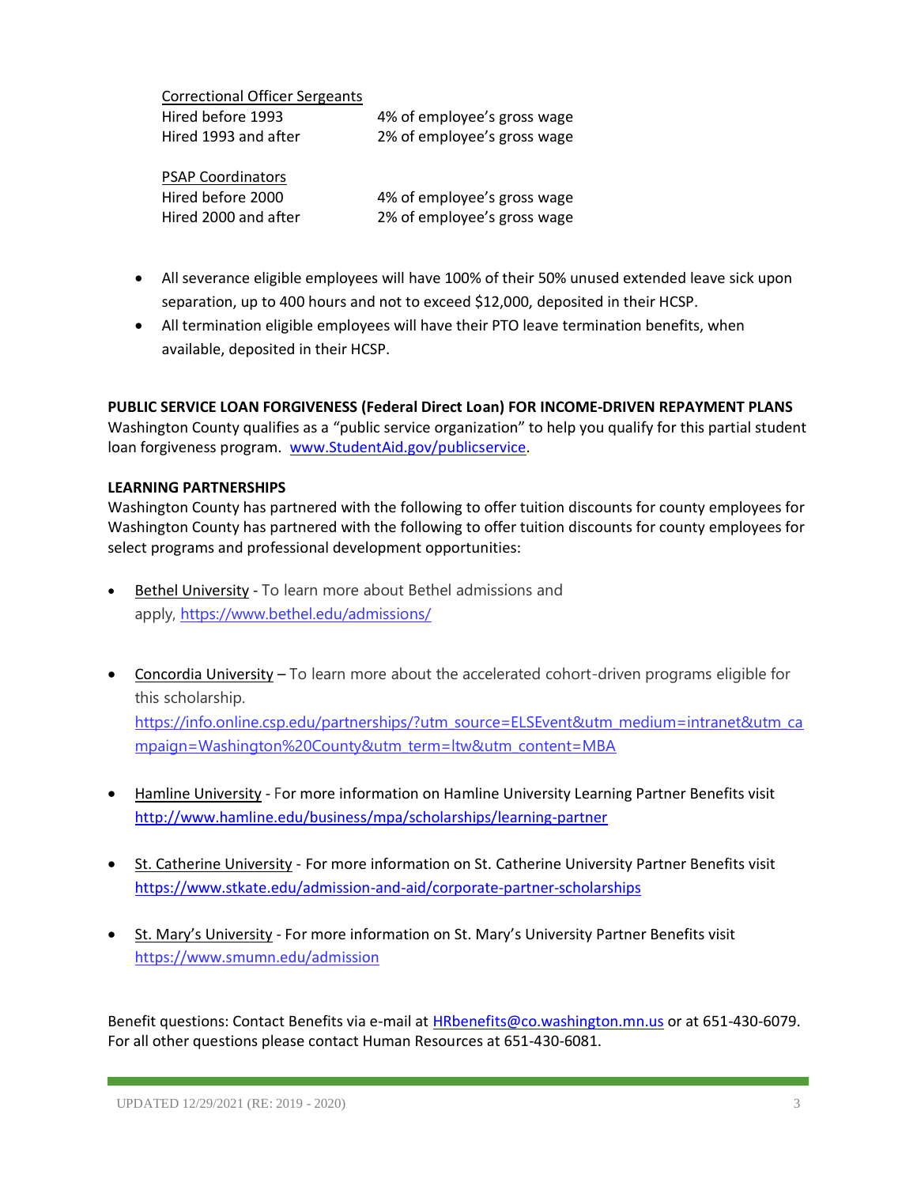| Correctional Officer Sergeants | |
|---|---|
| Hired before 1993 | 4% of employee's gross wage |
| Hired 1993 and after | 2% of employee's gross wage |

| PSAP Coordinators | |
|---|---|
| Hired before 2000 | 4% of employee's gross wage |
| Hired 2000 and after | 2% of employee's gross wage |

- All severance eligible employees will have 100% of their 50% unused extended leave sick upon separation, up to 400 hours and not to exceed $12,000, deposited in their HCSP.
- All termination eligible employees will have their PTO leave termination benefits, when available, deposited in their HCSP.

**PUBLIC SERVICE LOAN FORGIVENESS (Federal Direct Loan) FOR INCOME-DRIVEN REPAYMENT PLANS**
Washington County qualifies as a "public service organization" to help you qualify for this partial student loan forgiveness program. www.StudentAid.gov/publicservice.

**LEARNING PARTNERSHIPS**
Washington County has partnered with the following to offer tuition discounts for county employees for Washington County has partnered with the following to offer tuition discounts for county employees for select programs and professional development opportunities:

- Bethel University - To learn more about Bethel admissions and apply, https://www.bethel.edu/admissions/
- Concordia University – To learn more about the accelerated cohort-driven programs eligible for this scholarship. https://info.online.csp.edu/partnerships/?utm_source=ELSEvent&utm_medium=intranet&utm_campaign=Washington%20County&utm_term=ltw&utm_content=MBA
- Hamline University - For more information on Hamline University Learning Partner Benefits visit http://www.hamline.edu/business/mpa/scholarships/learning-partner
- St. Catherine University - For more information on St. Catherine University Partner Benefits visit https://www.stkate.edu/admission-and-aid/corporate-partner-scholarships
- St. Mary's University - For more information on St. Mary's University Partner Benefits visit https://www.smumn.edu/admission

Benefit questions: Contact Benefits via e-mail at HRbenefits@co.washington.mn.us or at 651-430-6079. For all other questions please contact Human Resources at 651-430-6081.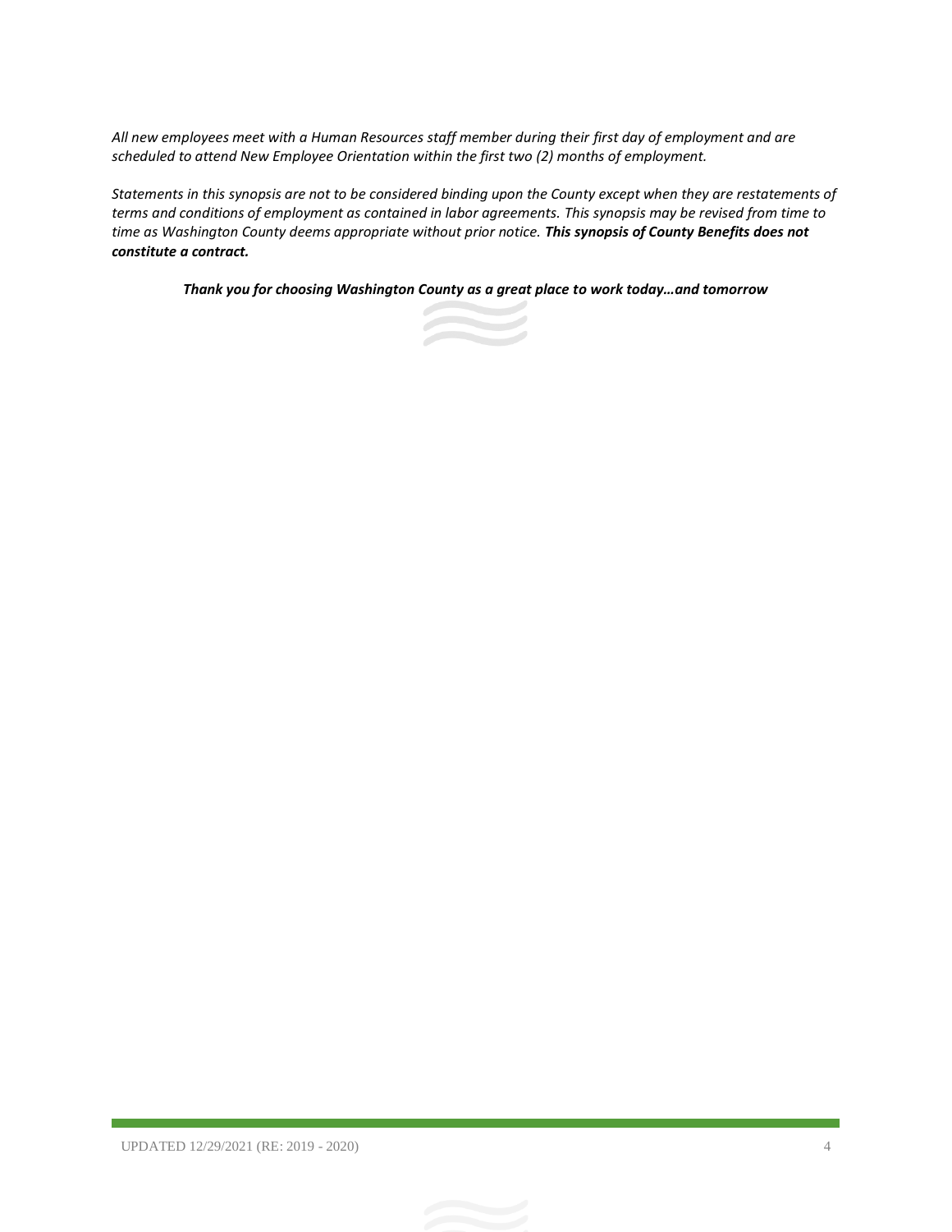*All new employees meet with a Human Resources staff member during their first day of employment and are scheduled to attend New Employee Orientation within the first two (2) months of employment.*

*Statements in this synopsis are not to be considered binding upon the County except when they are restatements of terms and conditions of employment as contained in labor agreements. This synopsis may be revised from time to time as Washington County deems appropriate without prior notice.* ***This synopsis of County Benefits does not constitute a contract.***

***Thank you for choosing Washington County as a great place to work today…and tomorrow***